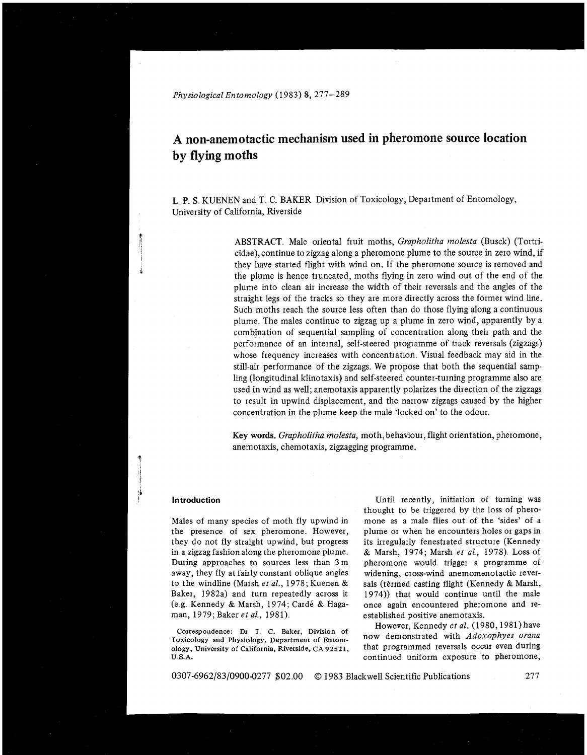# A non-anemotactic mechanism used in pheromone source location by flying moths

L. P. S. KUENEN and T. C. BAKER Division of Toxicology, Department of Entomology, University of California, Riverside

ABSTRACT. Male oriental fruit moths, *Grapholitha molesta* (Busck) (Tortricidae), continue to zigzag along a pheromone plume to the source in zero wind, if they have started flight with wind on. If the pheromone source is removed and the plume is hence truncated, moths flying in zero wind out of the end of the plume into clean air increase the width of their reversals and the angles of the straight legs of the tracks so they are more directly across the former wind line. Such moths reach the source less often than do those flying along a continuous plume. The males continue to zigzag up a plume in zero wind, apparently by a combination of sequential sampling of concentration along their path and the performance of an internal, self-steered programme of track reversals (zigzags) whose frequency increases with concentration. Visual feedback may aid in the still-air performance of the zigzags. We propose that both the sequential sampling (longitudinal klinotaxis) and self-steered counter-turning programme also are used in wind as well; anemotaxis apparently polarizes the direction of the zigzags to result in upwind displacement, and the narrow zigzags caused by the higher concentration in the plume keep the male 'locked on' to the odour.

**Key words.** *Grapholitha molesta*, moth, behaviour, flight orientation, pheromone, anemotaxis, chemotaxis, zigzagging programme.

## Introduction

Males of many species of moth fly upwind in the presence of sex pheromone. However, they do not fly straight upwind, but progress in a zigzag fashion along the pheromone plume. During approaches to sources less than 3 m away, they fly at fairly constant oblique angles to the windline (Marsh *et al.*, 1978; Kuenen & Baker, 1982a) and turn repeatedly across it (e.g. Kennedy & Marsh, 1974; Cardé & Hagaman, 1979; Baker *et al.*, 1981).

Correspondence: Dr T. C. Baker, Division of Toxicology and Physiology, Department of Entomology, University of California, Riverside, CA 92521, U.S.A.

Until recently, initiation of turning was thought to be triggered by the loss of pheromone as a male flies out of the 'sides' of a plume or when he encounters holes or gaps in its irregularly fenestrated structure (Kennedy & Marsh, 1974; Marsh *et al.*, 1978). Loss of pheromone would trigger a programme of widening, cross-wind anemomenotactic reversals (tèrmed casting flight (Kennedy & Marsh, 1974)) that would continue until the male once again encountered pheromone and re-established positive anemotaxis.

However, Kennedy *et al.* (1980, 1981) have now demonstrated with *Adoxophyes orana* that programmed reversals occur even during continued uniform exposure to pheromone,

0307-6962/83/0900-0277 $02.00 © 1983 Blackwell Scientific Publications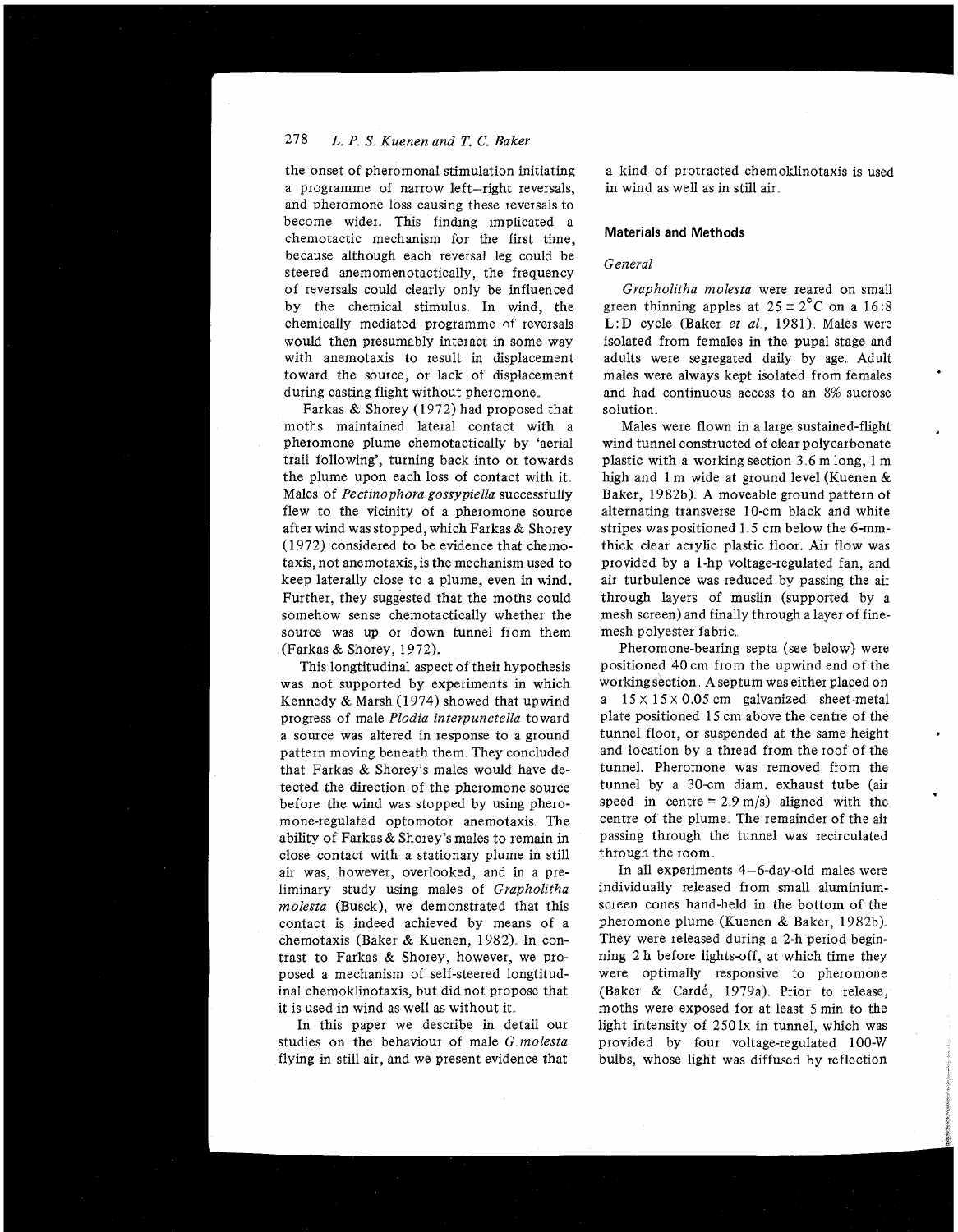the onset of pheromonal stimulation initiating a programme of narrow left–right reversals, and pheromone loss causing these reversals to become wider. This finding implicated a chemotactic mechanism for the first time, because although each reversal leg could be steered anemomenotactically, the frequency of reversals could clearly only be influenced by the chemical stimulus. In wind, the chemically mediated programme of reversals would then presumably interact in some way with anemotaxis to result in displacement toward the source, or lack of displacement during casting flight without pheromone.

Farkas & Shorey (1972) had proposed that moths maintained lateral contact with a pheromone plume chemotactically by 'aerial trail following', turning back into or towards the plume upon each loss of contact with it. Males of *Pectinophora gossypiella* successfully flew to the vicinity of a pheromone source after wind was stopped, which Farkas & Shorey (1972) considered to be evidence that chemotaxis, not anemotaxis, is the mechanism used to keep laterally close to a plume, even in wind. Further, they suggested that the moths could somehow sense chemotactically whether the source was up or down tunnel from them (Farkas & Shorey, 1972).

This longtitudinal aspect of their hypothesis was not supported by experiments in which Kennedy & Marsh (1974) showed that upwind progress of male *Plodia interpunctella* toward a source was altered in response to a ground pattern moving beneath them. They concluded that Farkas & Shorey's males would have detected the direction of the pheromone source before the wind was stopped by using pheromone-regulated optomotor anemotaxis. The ability of Farkas & Shorey's males to remain in close contact with a stationary plume in still air was, however, overlooked, and in a preliminary study using males of *Grapholitha molesta* (Busck), we demonstrated that this contact is indeed achieved by means of a chemotaxis (Baker & Kuenen, 1982). In contrast to Farkas & Shorey, however, we proposed a mechanism of self-steered longtitudinal chemoklinotaxis, but did not propose that it is used in wind as well as without it.

In this paper we describe in detail our studies on the behaviour of male *G. molesta* flying in still air, and we present evidence that a kind of protracted chemoklinotaxis is used in wind as well as in still air.

## Materials and Methods

### *General*

*Grapholitha molesta* were reared on small green thinning apples at $25 \pm 2^{\circ}$C on a 16:8 L:D cycle (Baker *et al.*, 1981). Males were isolated from females in the pupal stage and adults were segregated daily by age. Adult males were always kept isolated from females and had continuous access to an 8% sucrose solution.

Males were flown in a large sustained-flight wind tunnel constructed of clear polycarbonate plastic with a working section 3.6 m long, 1 m high and 1 m wide at ground level (Kuenen & Baker, 1982b). A moveable ground pattern of alternating transverse 10-cm black and white stripes was positioned 1.5 cm below the 6-mm-thick clear acrylic plastic floor. Air flow was provided by a 1-hp voltage-regulated fan, and air turbulence was reduced by passing the air through layers of muslin (supported by a mesh screen) and finally through a layer of fine-mesh polyester fabric.

Pheromone-bearing septa (see below) were positioned 40 cm from the upwind end of the working section. A septum was either placed on a $15 \times 15 \times 0.05$ cm galvanized sheet-metal plate positioned 15 cm above the centre of the tunnel floor, or suspended at the same height and location by a thread from the roof of the tunnel. Pheromone was removed from the tunnel by a 30-cm diam. exhaust tube (air speed in centre = 2.9 m/s) aligned with the centre of the plume. The remainder of the air passing through the tunnel was recirculated through the room.

In all experiments 4–6-day-old males were individually released from small aluminium-screen cones hand-held in the bottom of the pheromone plume (Kuenen & Baker, 1982b). They were released during a 2-h period beginning 2 h before lights-off, at which time they were optimally responsive to pheromone (Baker & Cardé, 1979a). Prior to release, moths were exposed for at least 5 min to the light intensity of 250 lx in tunnel, which was provided by four voltage-regulated 100-W bulbs, whose light was diffused by reflection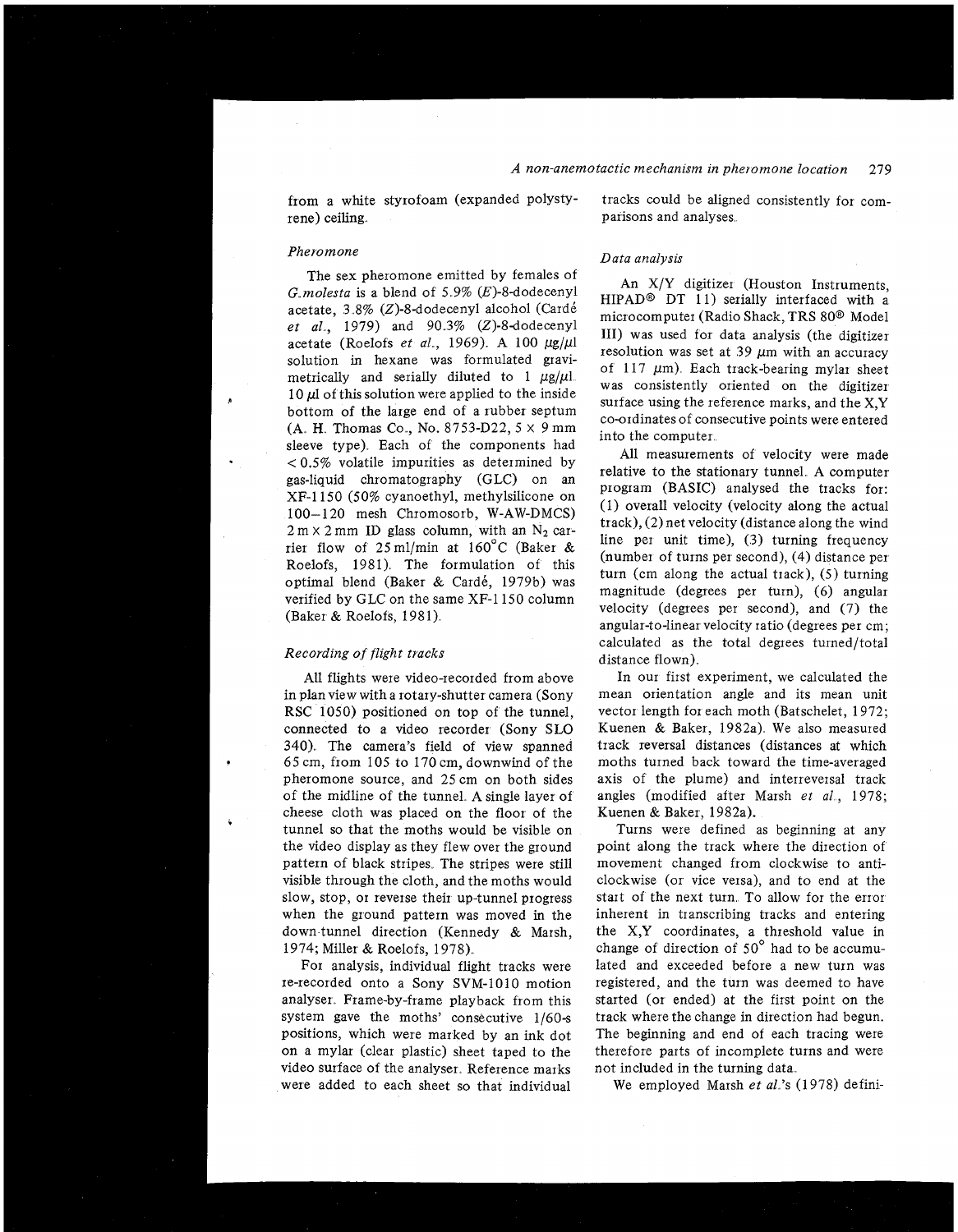from a white styrofoam (expanded polystyrene) ceiling.

### *Pheromone*

The sex pheromone emitted by females of *G. molesta* is a blend of 5.9% (*E*)-8-dodecenyl acetate, 3.8% (*Z*)-8-dodecenyl alcohol (Cardé *et al.*, 1979) and 90.3% (*Z*)-8-dodecenyl acetate (Roelofs *et al.*, 1969). A 100 $\mu$g/$\mu$l solution in hexane was formulated gravimetrically and serially diluted to 1 $\mu$g/$\mu$l. 10 $\mu$l of this solution were applied to the inside bottom of the large end of a rubber septum (A. H. Thomas Co., No. 8753-D22, 5 × 9 mm sleeve type). Each of the components had < 0.5% volatile impurities as determined by gas-liquid chromatography (GLC) on an XF-1150 (50% cyanoethyl, methylsilicone on 100–120 mesh Chromosorb, W-AW-DMCS) 2 m × 2 mm ID glass column, with an $N_2$ carrier flow of 25 ml/min at 160°C (Baker & Roelofs, 1981). The formulation of this optimal blend (Baker & Cardé, 1979b) was verified by GLC on the same XF-1150 column (Baker & Roelofs, 1981).

### *Recording of flight tracks*

All flights were video-recorded from above in plan view with a rotary-shutter camera (Sony RSC 1050) positioned on top of the tunnel, connected to a video recorder (Sony SLO 340). The camera's field of view spanned 65 cm, from 105 to 170 cm, downwind of the pheromone source, and 25 cm on both sides of the midline of the tunnel. A single layer of cheese cloth was placed on the floor of the tunnel so that the moths would be visible on the video display as they flew over the ground pattern of black stripes. The stripes were still visible through the cloth, and the moths would slow, stop, or reverse their up-tunnel progress when the ground pattern was moved in the down-tunnel direction (Kennedy & Marsh, 1974; Miller & Roelofs, 1978).

For analysis, individual flight tracks were re-recorded onto a Sony SVM-1010 motion analyser. Frame-by-frame playback from this system gave the moths' consecutive 1/60-s positions, which were marked by an ink dot on a mylar (clear plastic) sheet taped to the video surface of the analyser. Reference marks were added to each sheet so that individual tracks could be aligned consistently for comparisons and analyses.

### *Data analysis*

An X/Y digitizer (Houston Instruments, HIPAD® DT 11) serially interfaced with a microcomputer (Radio Shack, TRS 80® Model III) was used for data analysis (the digitizer resolution was set at 39 $\mu$m with an accuracy of 117 $\mu$m). Each track-bearing mylar sheet was consistently oriented on the digitizer surface using the reference marks, and the X,Y co-ordinates of consecutive points were entered into the computer.

All measurements of velocity were made relative to the stationary tunnel. A computer program (BASIC) analysed the tracks for: (1) overall velocity (velocity along the actual track), (2) net velocity (distance along the wind line per unit time), (3) turning frequency (number of turns per second), (4) distance per turn (cm along the actual track), (5) turning magnitude (degrees per turn), (6) angular velocity (degrees per second), and (7) the angular-to-linear velocity ratio (degrees per cm; calculated as the total degrees turned/total distance flown).

In our first experiment, we calculated the mean orientation angle and its mean unit vector length for each moth (Batschelet, 1972; Kuenen & Baker, 1982a). We also measured track reversal distances (distances at which moths turned back toward the time-averaged axis of the plume) and interreversal track angles (modified after Marsh *et al.*, 1978; Kuenen & Baker, 1982a).

Turns were defined as beginning at any point along the track where the direction of movement changed from clockwise to anticlockwise (or vice versa), and to end at the start of the next turn. To allow for the error inherent in transcribing tracks and entering the X,Y coordinates, a threshold value in change of direction of 50° had to be accumulated and exceeded before a new turn was registered, and the turn was deemed to have started (or ended) at the first point on the track where the change in direction had begun. The beginning and end of each tracing were therefore parts of incomplete turns and were not included in the turning data.

We employed Marsh *et al.*'s (1978) defini-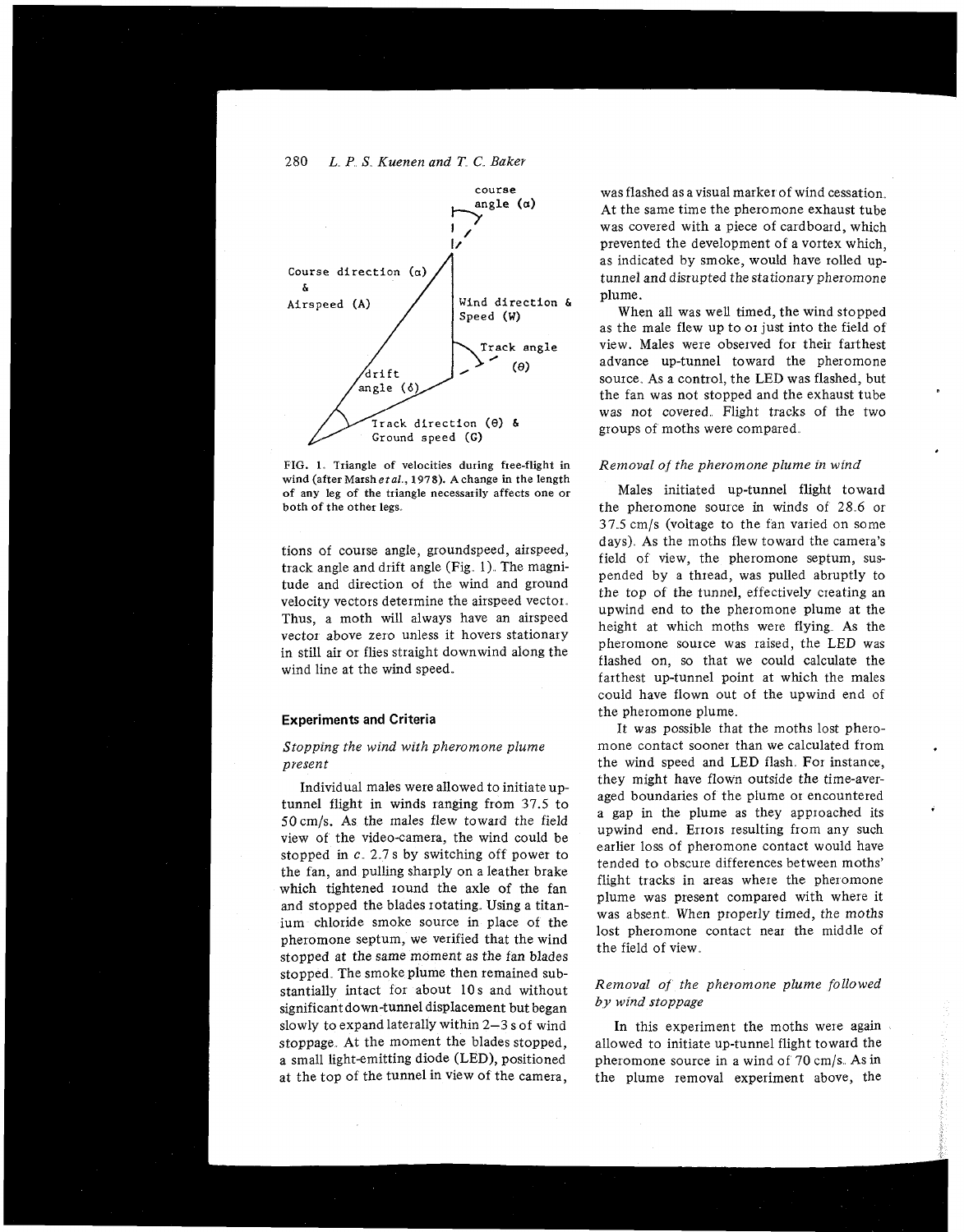course angle ($\alpha$)

Course direction ($\alpha$) & Airspeed (A)

Wind direction & Speed (W)

Track angle ($\theta$)

drift angle ($\delta$)

Track direction ($\theta$) & Ground speed (G)

FIG. 1. Triangle of velocities during free-flight in wind (after Marsh *et al.*, 1978). A change in the length of any leg of the triangle necessarily affects one or both of the other legs.

tions of course angle, groundspeed, airspeed, track angle and drift angle (Fig. 1). The magnitude and direction of the wind and ground velocity vectors determine the airspeed vector. Thus, a moth will always have an airspeed vector above zero unless it hovers stationary in still air or flies straight downwind along the wind line at the wind speed.

## Experiments and Criteria

### *Stopping the wind with pheromone plume present*

Individual males were allowed to initiate up-tunnel flight in winds ranging from 37.5 to 50 cm/s. As the males flew toward the field view of the video-camera, the wind could be stopped in *c.* 2.7 s by switching off power to the fan, and pulling sharply on a leather brake which tightened round the axle of the fan and stopped the blades rotating. Using a titanium chloride smoke source in place of the pheromone septum, we verified that the wind stopped at the same moment as the fan blades stopped. The smoke plume then remained substantially intact for about 10 s and without significant down-tunnel displacement but began slowly to expand laterally within 2–3 s of wind stoppage. At the moment the blades stopped, a small light-emitting diode (LED), positioned at the top of the tunnel in view of the camera, was flashed as a visual marker of wind cessation. At the same time the pheromone exhaust tube was covered with a piece of cardboard, which prevented the development of a vortex which, as indicated by smoke, would have rolled up-tunnel and disrupted the stationary pheromone plume.

When all was well timed, the wind stopped as the male flew up to or just into the field of view. Males were observed for their farthest advance up-tunnel toward the pheromone source. As a control, the LED was flashed, but the fan was not stopped and the exhaust tube was not covered. Flight tracks of the two groups of moths were compared.

### *Removal of the pheromone plume in wind*

Males initiated up-tunnel flight toward the pheromone source in winds of 28.6 or 37.5 cm/s (voltage to the fan varied on some days). As the moths flew toward the camera's field of view, the pheromone septum, suspended by a thread, was pulled abruptly to the top of the tunnel, effectively creating an upwind end to the pheromone plume at the height at which moths were flying. As the pheromone source was raised, the LED was flashed on, so that we could calculate the farthest up-tunnel point at which the males could have flown out of the upwind end of the pheromone plume.

It was possible that the moths lost pheromone contact sooner than we calculated from the wind speed and LED flash. For instance, they might have flown outside the time-averaged boundaries of the plume or encountered a gap in the plume as they approached its upwind end. Errors resulting from any such earlier loss of pheromone contact would have tended to obscure differences between moths' flight tracks in areas where the pheromone plume was present compared with where it was absent. When properly timed, the moths lost pheromone contact near the middle of the field of view.

### *Removal of the pheromone plume followed by wind stoppage*

In this experiment the moths were again allowed to initiate up-tunnel flight toward the pheromone source in a wind of 70 cm/s. As in the plume removal experiment above, the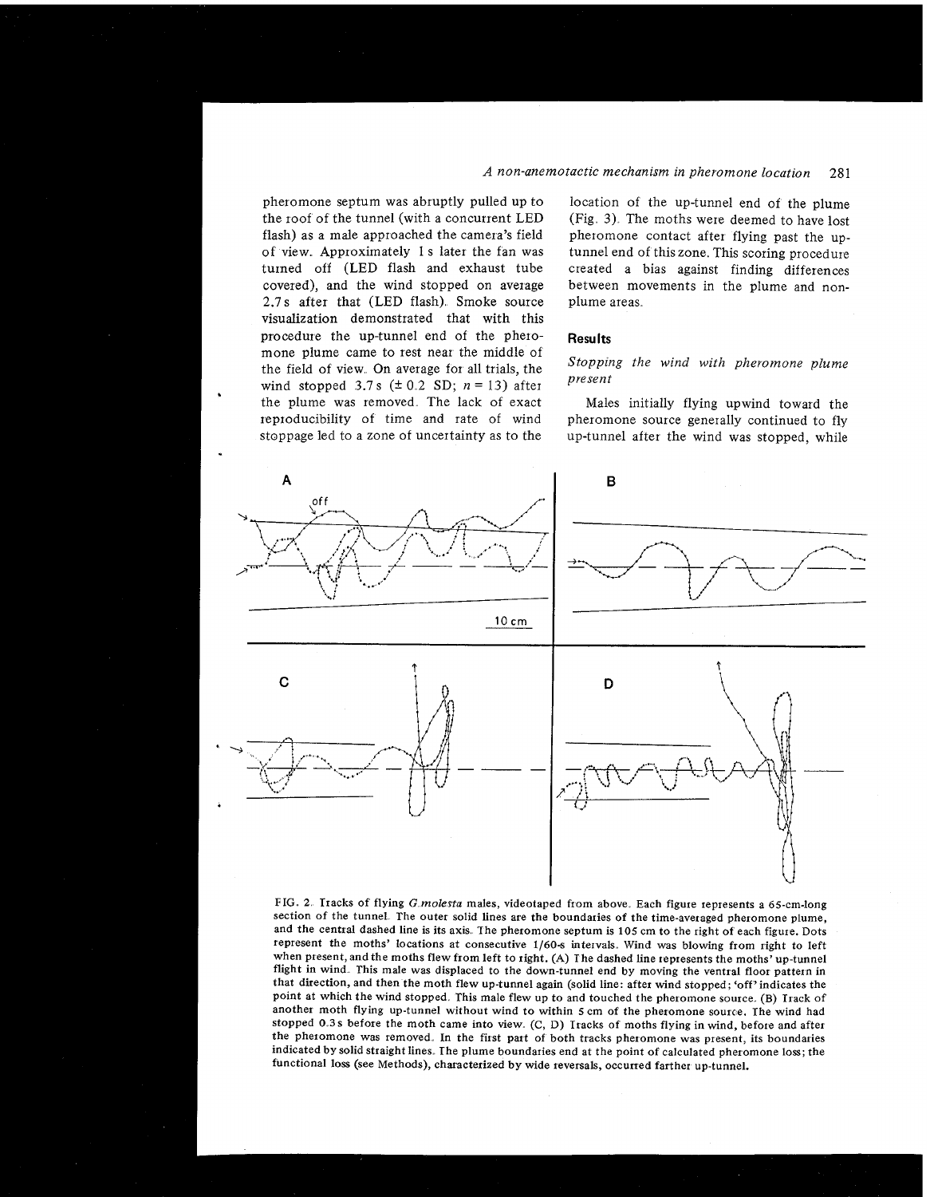pheromone septum was abruptly pulled up to the roof of the tunnel (with a concurrent LED flash) as a male approached the camera's field of view. Approximately 1 s later the fan was turned off (LED flash and exhaust tube covered), and the wind stopped on average 2.7 s after that (LED flash). Smoke source visualization demonstrated that with this procedure the up-tunnel end of the pheromone plume came to rest near the middle of the field of view. On average for all trials, the wind stopped 3.7 s (± 0.2 SD; $n = 13$) after the plume was removed. The lack of exact reproducibility of time and rate of wind stoppage led to a zone of uncertainty as to the location of the up-tunnel end of the plume (Fig. 3). The moths were deemed to have lost pheromone contact after flying past the up-tunnel end of this zone. This scoring procedure created a bias against finding differences between movements in the plume and non-plume areas.

## Results

### *Stopping the wind with pheromone plume present*

Males initially flying upwind toward the pheromone source generally continued to fly up-tunnel after the wind was stopped, while

FIG. 2. Tracks of flying *G. molesta* males, videotaped from above. Each figure represents a 65-cm-long section of the tunnel. The outer solid lines are the boundaries of the time-averaged pheromone plume, and the central dashed line is its axis. The pheromone septum is 105 cm to the right of each figure. Dots represent the moths' locations at consecutive 1/60-s intervals. Wind was blowing from right to left when present, and the moths flew from left to right. (A) The dashed line represents the moths' up-tunnel flight in wind. This male was displaced to the down-tunnel end by moving the ventral floor pattern in that direction, and then the moth flew up-tunnel again (solid line: after wind stopped; 'off' indicates the point at which the wind stopped. This male flew up to and touched the pheromone source. (B) Track of another moth flying up-tunnel without wind to within 5 cm of the pheromone source. The wind had stopped 0.3 s before the moth came into view. (C, D) Tracks of moths flying in wind, before and after the pheromone was removed. In the first part of both tracks pheromone was present, its boundaries indicated by solid straight lines. The plume boundaries end at the point of calculated pheromone loss; the functional loss (see Methods), characterized by wide reversals, occurred farther up-tunnel.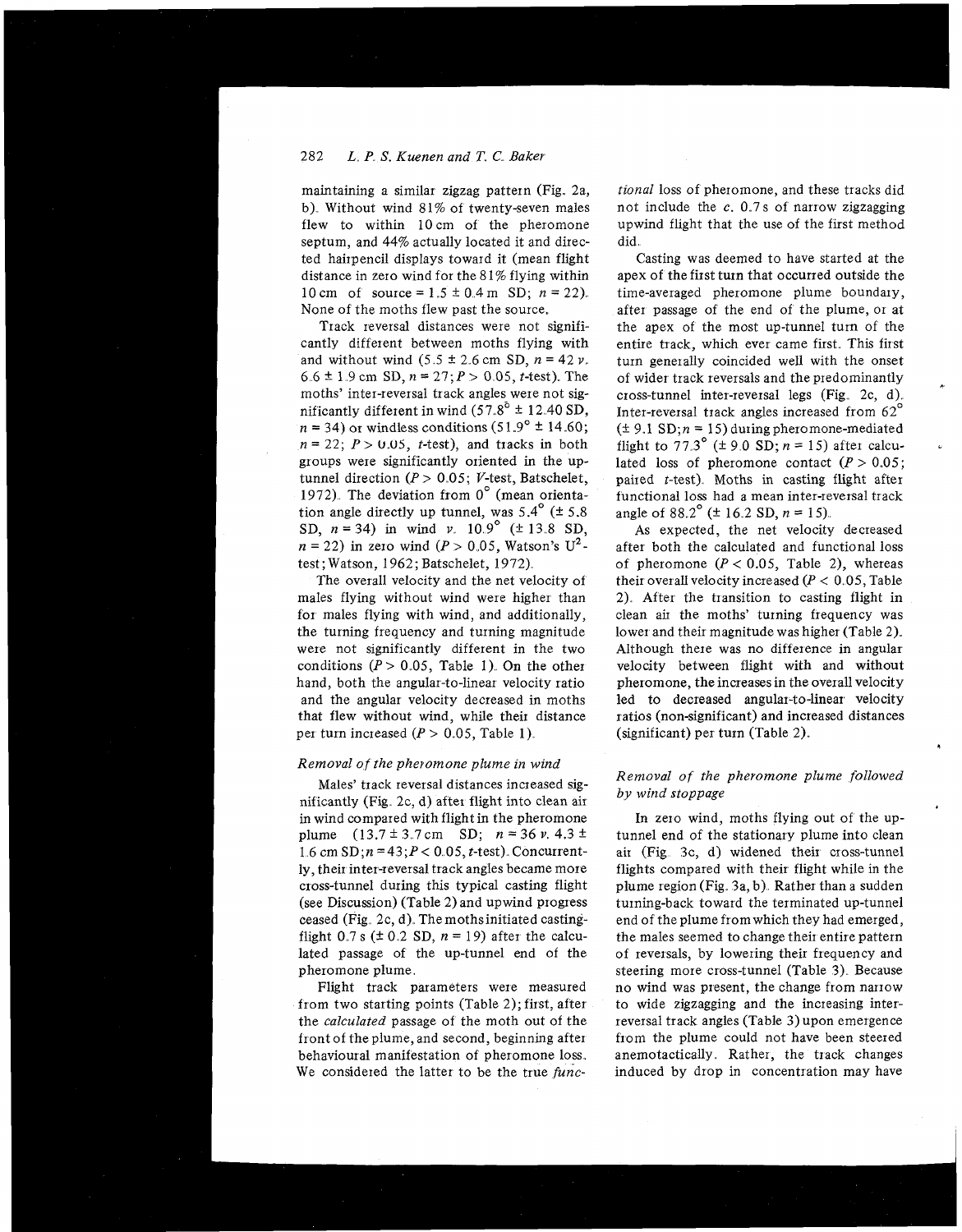maintaining a similar zigzag pattern (Fig. 2a, b). Without wind 81% of twenty-seven males flew to within 10 cm of the pheromone septum, and 44% actually located it and directed hairpencil displays toward it (mean flight distance in zero wind for the 81% flying within 10 cm of source = 1.5 ± 0.4 m SD; $n = 22$). None of the moths flew past the source.

Track reversal distances were not significantly different between moths flying with and without wind (5.5 ± 2.6 cm SD, $n = 42$ *v.* 6.6 ± 1.9 cm SD, $n = 27$; $P > 0.05$, *t*-test). The moths' inter-reversal track angles were not significantly different in wind (57.8° ± 12.40 SD, $n = 34$) or windless conditions (51.9° ± 14.60; $n = 22$; $P > 0.05$, *t*-test), and tracks in both groups were significantly oriented in the up-tunnel direction ($P > 0.05$; *V*-test, Batschelet, 1972). The deviation from 0° (mean orientation angle directly up tunnel, was 5.4° (± 5.8 SD, $n = 34$) in wind *v.* 10.9° (± 13.8 SD, $n = 22$) in zero wind ($P > 0.05$, Watson's $U^2$-test; Watson, 1962; Batschelet, 1972).

The overall velocity and the net velocity of males flying without wind were higher than for males flying with wind, and additionally, the turning frequency and turning magnitude were not significantly different in the two conditions ($P > 0.05$, Table 1). On the other hand, both the angular-to-linear velocity ratio and the angular velocity decreased in moths that flew without wind, while their distance per turn increased ($P > 0.05$, Table 1).

### *Removal of the pheromone plume in wind*

Males' track reversal distances increased significantly (Fig. 2c, d) after flight into clean air in wind compared with flight in the pheromone plume (13.7 ± 3.7 cm SD; $n = 36$ *v.* 4.3 ± 1.6 cm SD; $n = 43$; $P < 0.05$, *t*-test). Concurrently, their inter-reversal track angles became more cross-tunnel during this typical casting flight (see Discussion) (Table 2) and upwind progress ceased (Fig. 2c, d). The moths initiated casting-flight 0.7 s (± 0.2 SD, $n = 19$) after the calculated passage of the up-tunnel end of the pheromone plume.

Flight track parameters were measured from two starting points (Table 2); first, after the *calculated* passage of the moth out of the front of the plume, and second, beginning after behavioural manifestation of pheromone loss. We considered the latter to be the true *functional* loss of pheromone, and these tracks did not include the *c.* 0.7 s of narrow zigzagging upwind flight that the use of the first method did.

Casting was deemed to have started at the apex of the first turn that occurred outside the time-averaged pheromone plume boundary, after passage of the end of the plume, or at the apex of the most up-tunnel turn of the entire track, which ever came first. This first turn generally coincided well with the onset of wider track reversals and the predominantly cross-tunnel inter-reversal legs (Fig. 2c, d). Inter-reversal track angles increased from 62° (± 9.1 SD; $n = 15$) during pheromone-mediated flight to 77.3° (± 9.0 SD; $n = 15$) after calculated loss of pheromone contact ($P > 0.05$; paired *t*-test). Moths in casting flight after functional loss had a mean inter-reversal track angle of 88.2° (± 16.2 SD, $n = 15$).

As expected, the net velocity decreased after both the calculated and functional loss of pheromone ($P < 0.05$, Table 2), whereas their overall velocity increased ($P < 0.05$, Table 2). After the transition to casting flight in clean air the moths' turning frequency was lower and their magnitude was higher (Table 2). Although there was no difference in angular velocity between flight with and without pheromone, the increases in the overall velocity led to decreased angular-to-linear velocity ratios (non-significant) and increased distances (significant) per turn (Table 2).

### *Removal of the pheromone plume followed by wind stoppage*

In zero wind, moths flying out of the up-tunnel end of the stationary plume into clean air (Fig. 3c, d) widened their cross-tunnel flights compared with their flight while in the plume region (Fig. 3a, b). Rather than a sudden turning-back toward the terminated up-tunnel end of the plume from which they had emerged, the males seemed to change their entire pattern of reversals, by lowering their frequency and steering more cross-tunnel (Table 3). Because no wind was present, the change from narrow to wide zigzagging and the increasing inter-reversal track angles (Table 3) upon emergence from the plume could not have been steered anemotactically. Rather, the track changes induced by drop in concentration may have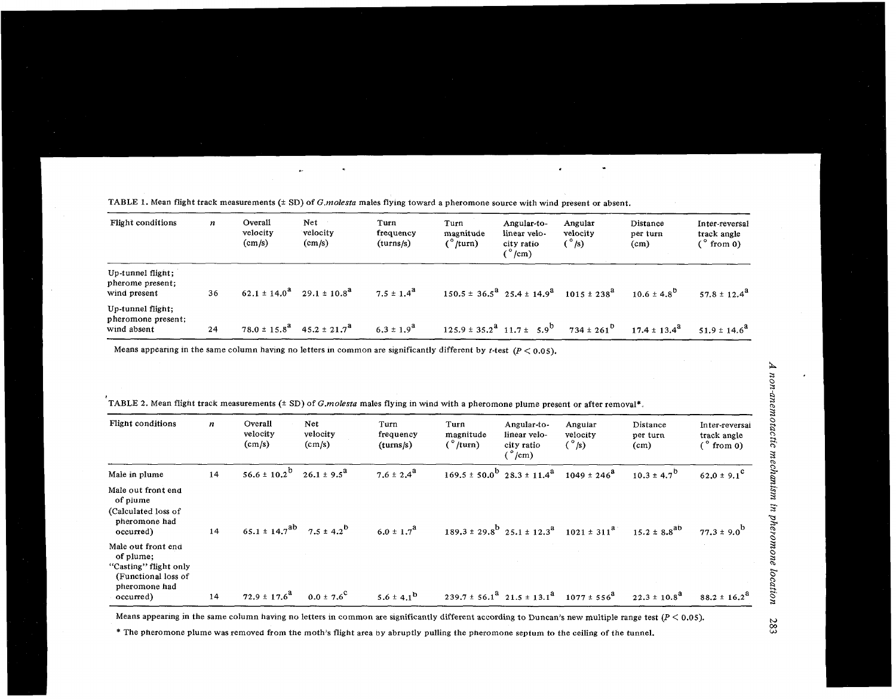TABLE 1. Mean flight track measurements (± SD) of *G.molesta* males flying toward a pheromone source with wind present or absent.

| Flight conditions | $n$ | Overall velocity (cm/s) | Net velocity (cm/s) | Turn frequency (turns/s) | Turn magnitude (°/turn) | Angular-to-linear velocity ratio (°/cm) | Angular velocity (°/s) | Distance per turn (cm) | Inter-reversal track angle (° from 0) |
|---|---|---|---|---|---|---|---|---|---|
| Up-tunnel flight; pherome present; wind present | 36 | 62.1 ± 14.0[a] | 29.1 ± 10.8[a] | 7.5 ± 1.4[a] | 150.5 ± 36.5[a] | 25.4 ± 14.9[a] | 1015 ± 238[a] | 10.6 ± 4.8[b] | 57.8 ± 12.4[a] |
| Up-tunnel flight; pheromone present; wind absent | 24 | 78.0 ± 15.8[a] | 45.2 ± 21.7[a] | 6.3 ± 1.9[a] | 125.9 ± 35.2[a] | 11.7 ± 5.9[b] | 734 ± 261[b] | 17.4 ± 13.4[a] | 51.9 ± 14.6[a] |

Means appearing in the same column having no letters in common are significantly different by $t$-test ($P < 0.05$).

TABLE 2. Mean flight track measurements (± SD) of *G.molesta* males flying in wind with a pheromone plume present or after removal*.

| Flight conditions | $n$ | Overall velocity (cm/s) | Net velocity (cm/s) | Turn frequency (turns/s) | Turn magnitude (°/turn) | Angular-to-linear velocity ratio (°/cm) | Angular velocity (°/s) | Distance per turn (cm) | Inter-reversal track angle (° from 0) |
|---|---|---|---|---|---|---|---|---|---|
| Male in plume | 14 | 56.6 ± 10.2[b] | 26.1 ± 9.5[a] | 7.6 ± 2.4[a] | 169.5 ± 50.0[b] | 28.3 ± 11.4[a] | 1049 ± 246[a] | 10.3 ± 4.7[b] | 62.0 ± 9.1[c] |
| Male out front end of plume (Calculated loss of pheromone had occurred) | 14 | 65.1 ± 14.7[ab] | 7.5 ± 4.2[b] | 6.0 ± 1.7[a] | 189.3 ± 29.8[b] | 25.1 ± 12.3[a] | 1021 ± 311[a] | 15.2 ± 8.8[ab] | 77.3 ± 9.0[b] |
| Male out front end of plume; "Casting" flight only (Functional loss of pheromone had occurred) | 14 | 72.9 ± 17.6[a] | 0.0 ± 7.6[c] | 5.6 ± 4.1[b] | 239.7 ± 56.1[a] | 21.5 ± 13.1[a] | 1077 ± 556[a] | 22.3 ± 10.8[a] | 88.2 ± 16.2[a] |

Means appearing in the same column having no letters in common are significantly different according to Duncan's new multiple range test ($P < 0.05$).

* The pheromone plume was removed from the moth's flight area by abruptly pulling the pheromone septum to the ceiling of the tunnel.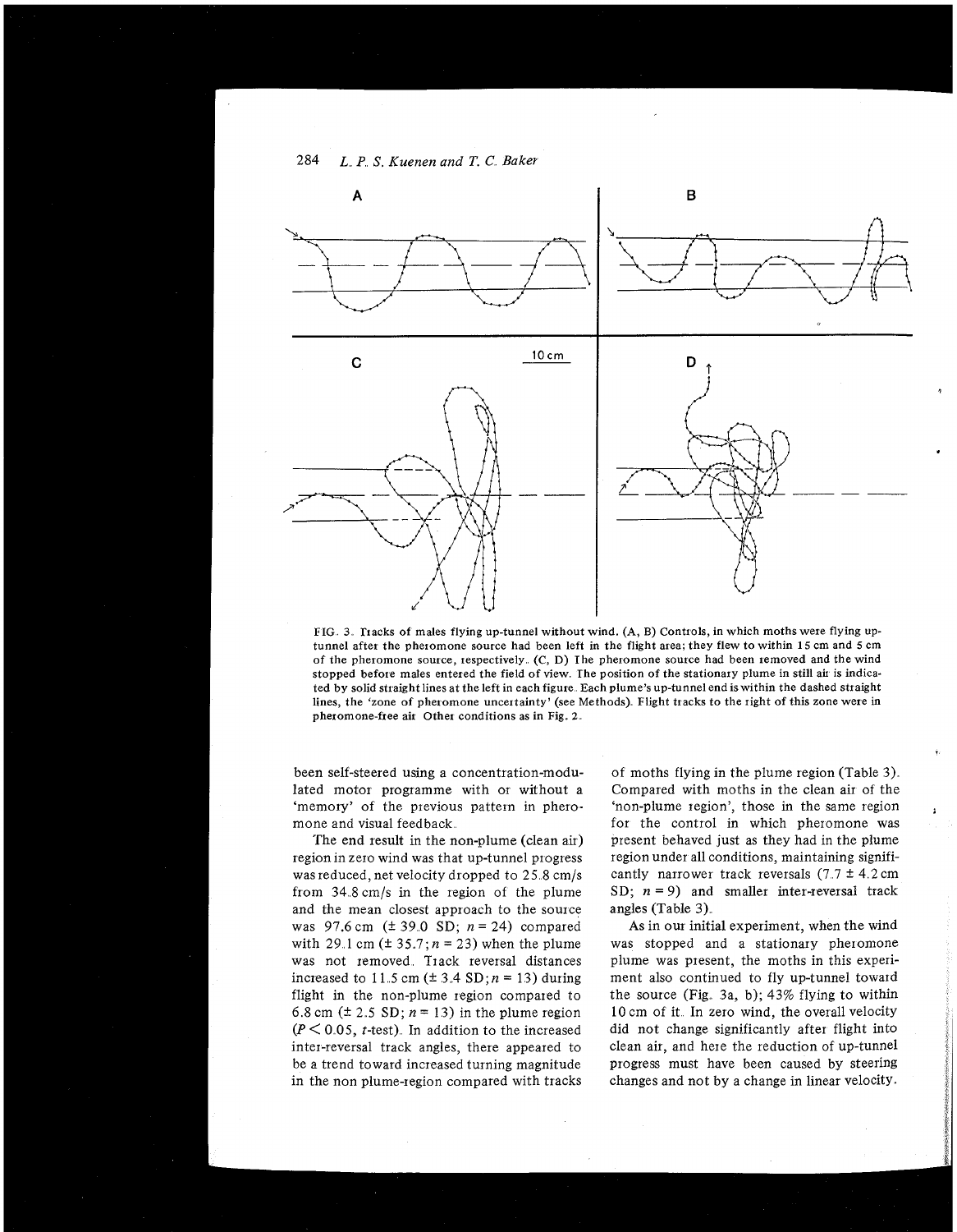FIG. 3. Tracks of males flying up-tunnel without wind. (A, B) Controls, in which moths were flying up-tunnel after the pheromone source had been left in the flight area; they flew to within 15 cm and 5 cm of the pheromone source, respectively. (C, D) The pheromone source had been removed and the wind stopped before males entered the field of view. The position of the stationary plume in still air is indicated by solid straight lines at the left in each figure. Each plume's up-tunnel end is within the dashed straight lines, the 'zone of pheromone uncertainty' (see Methods). Flight tracks to the right of this zone were in pheromone-free air. Other conditions as in Fig. 2.

been self-steered using a concentration-modulated motor programme with or without a 'memory' of the previous pattern in pheromone and visual feedback.

The end result in the non-plume (clean air) region in zero wind was that up-tunnel progress was reduced, net velocity dropped to 25.8 cm/s from 34.8 cm/s in the region of the plume and the mean closest approach to the source was 97.6 cm (± 39.0 SD; $n = 24$) compared with 29.1 cm (± 35.7; $n = 23$) when the plume was not removed. Track reversal distances increased to 11.5 cm (± 3.4 SD; $n = 13$) during flight in the non-plume region compared to 6.8 cm (± 2.5 SD; $n = 13$) in the plume region ($P < 0.05$, $t$-test). In addition to the increased inter-reversal track angles, there appeared to be a trend toward increased turning magnitude in the non plume-region compared with tracks of moths flying in the plume region (Table 3). Compared with moths in the clean air of the 'non-plume region', those in the same region for the control in which pheromone was present behaved just as they had in the plume region under all conditions, maintaining significantly narrower track reversals (7.7 ± 4.2 cm SD; $n = 9$) and smaller inter-reversal track angles (Table 3).

As in our initial experiment, when the wind was stopped and a stationary pheromone plume was present, the moths in this experiment also continued to fly up-tunnel toward the source (Fig. 3a, b); 43% flying to within 10 cm of it. In zero wind, the overall velocity did not change significantly after flight into clean air, and here the reduction of up-tunnel progress must have been caused by steering changes and not by a change in linear velocity.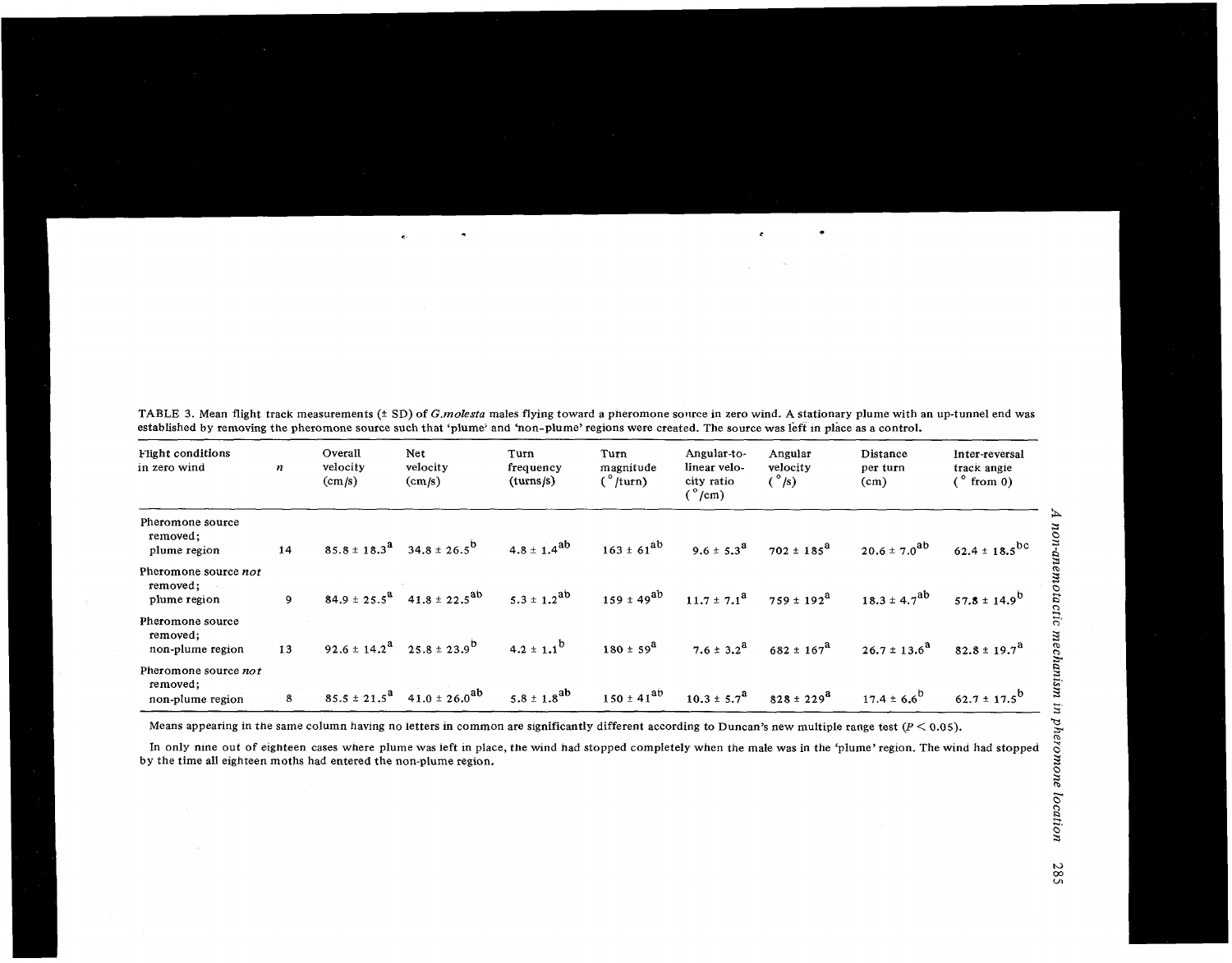TABLE 3. Mean flight track measurements (± SD) of *G.molesta* males flying toward a pheromone source in zero wind. A stationary plume with an up-tunnel end was established by removing the pheromone source such that 'plume' and 'non-plume' regions were created. The source was left in place as a control.

| Flight conditions in zero wind | $n$ | Overall velocity (cm/s) | Net velocity (cm/s) | Turn frequency (turns/s) | Turn magnitude (°/turn) | Angular-to-linear velocity ratio (°/cm) | Angular velocity (°/s) | Distance per turn (cm) | Inter-reversal track angle (° from 0) |
|---|---|---|---|---|---|---|---|---|---|
| Pheromone source removed; plume region | 14 | $85.8 \pm 18.3^{a}$ | $34.8 \pm 26.5^{b}$ | $4.8 \pm 1.4^{ab}$ | $163 \pm 61^{ab}$ | $9.6 \pm 5.3^{a}$ | $702 \pm 185^{a}$ | $20.6 \pm 7.0^{ab}$ | $62.4 \pm 18.5^{bc}$ |
| Pheromone source *not* removed; plume region | 9 | $84.9 \pm 25.5^{a}$ | $41.8 \pm 22.5^{ab}$ | $5.3 \pm 1.2^{ab}$ | $159 \pm 49^{ab}$ | $11.7 \pm 7.1^{a}$ | $759 \pm 192^{a}$ | $18.3 \pm 4.7^{ab}$ | $57.8 \pm 14.9^{b}$ |
| Pheromone source removed; non-plume region | 13 | $92.6 \pm 14.2^{a}$ | $25.8 \pm 23.9^{b}$ | $4.2 \pm 1.1^{b}$ | $180 \pm 59^{a}$ | $7.6 \pm 3.2^{a}$ | $682 \pm 167^{a}$ | $26.7 \pm 13.6^{a}$ | $82.8 \pm 19.7^{a}$ |
| Pheromone source *not* removed; non-plume region | 8 | $85.5 \pm 21.5^{a}$ | $41.0 \pm 26.0^{ab}$ | $5.8 \pm 1.8^{ab}$ | $150 \pm 41^{ab}$ | $10.3 \pm 5.7^{a}$ | $828 \pm 229^{a}$ | $17.4 \pm 6.6^{b}$ | $62.7 \pm 17.5^{b}$ |

Means appearing in the same column having no letters in common are significantly different according to Duncan's new multiple range test ($P < 0.05$).

In only nine out of eighteen cases where plume was left in place, the wind had stopped completely when the male was in the 'plume' region. The wind had stopped by the time all eighteen moths had entered the non-plume region.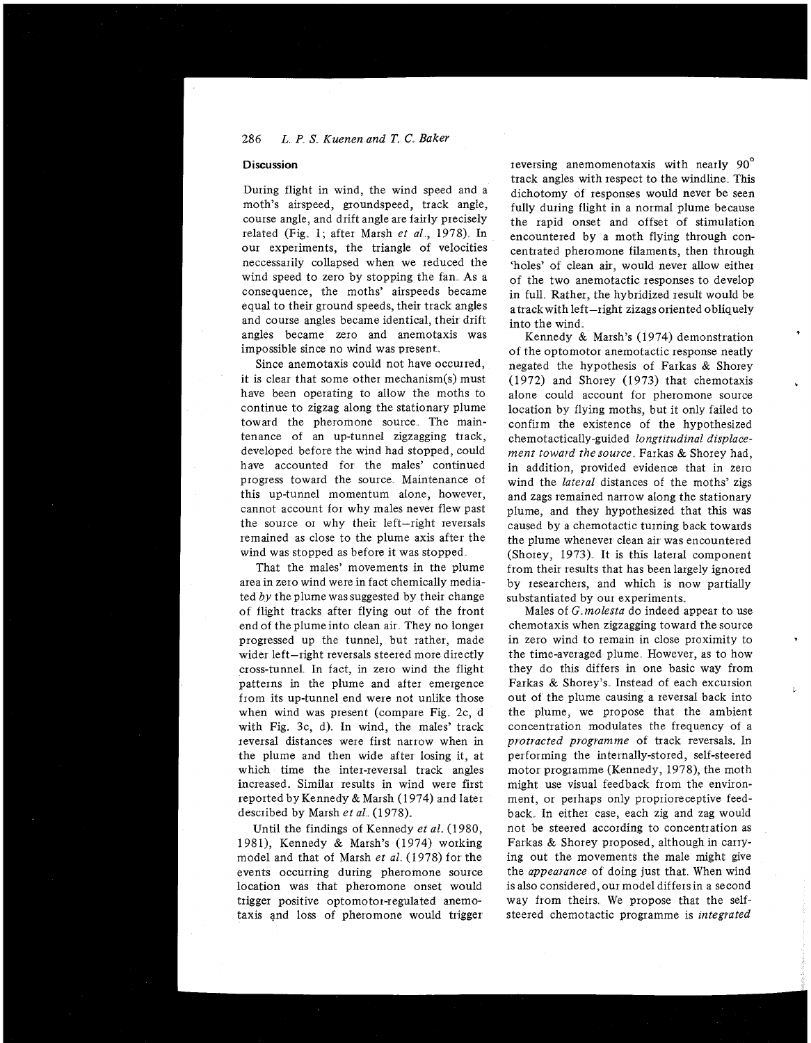## Discussion

During flight in wind, the wind speed and a moth's airspeed, groundspeed, track angle, course angle, and drift angle are fairly precisely related (Fig. 1; after Marsh *et al.*, 1978). In our experiments, the triangle of velocities neccessarily collapsed when we reduced the wind speed to zero by stopping the fan. As a consequence, the moths' airspeeds became equal to their ground speeds, their track angles and course angles became identical, their drift angles became zero and anemotaxis was impossible since no wind was present.

Since anemotaxis could not have occurred, it is clear that some other mechanism(s) must have been operating to allow the moths to continue to zigzag along the stationary plume toward the pheromone source. The maintenance of an up-tunnel zigzagging track, developed before the wind had stopped, could have accounted for the males' continued progress toward the source. Maintenance of this up-tunnel momentum alone, however, cannot account for why males never flew past the source or why their left–right reversals remained as close to the plume axis after the wind was stopped as before it was stopped.

That the males' movements in the plume area in zero wind were in fact chemically mediated *by* the plume was suggested by their change of flight tracks after flying out of the front end of the plume into clean air. They no longer progressed up the tunnel, but rather, made wider left–right reversals steered more directly cross-tunnel. In fact, in zero wind the flight patterns in the plume and after emergence from its up-tunnel end were not unlike those when wind was present (compare Fig. 2c, d with Fig. 3c, d). In wind, the males' track reversal distances were first narrow when in the plume and then wide after losing it, at which time the inter-reversal track angles increased. Similar results in wind were first reported by Kennedy & Marsh (1974) and later described by Marsh *et al.* (1978).

Until the findings of Kennedy *et al.* (1980, 1981), Kennedy & Marsh's (1974) working model and that of Marsh *et al.* (1978) for the events occurring during pheromone source location was that pheromone onset would trigger positive optomotor-regulated anemotaxis and loss of pheromone would trigger reversing anemomenotaxis with nearly 90° track angles with respect to the windline. This dichotomy of responses would never be seen fully during flight in a normal plume because the rapid onset and offset of stimulation encountered by a moth flying through concentrated pheromone filaments, then through 'holes' of clean air, would never allow either of the two anemotactic responses to develop in full. Rather, the hybridized result would be a track with left–right zizags oriented obliquely into the wind.

Kennedy & Marsh's (1974) demonstration of the optomotor anemotactic response neatly negated the hypothesis of Farkas & Shorey (1972) and Shorey (1973) that chemotaxis alone could account for pheromone source location by flying moths, but it only failed to confirm the existence of the hypothesized chemotactically-guided *longtitudinal displacement toward the source*. Farkas & Shorey had, in addition, provided evidence that in zero wind the *lateral* distances of the moths' zigs and zags remained narrow along the stationary plume, and they hypothesized that this was caused by a chemotactic turning back towards the plume whenever clean air was encountered (Shorey, 1973). It is this lateral component from their results that has been largely ignored by researchers, and which is now partially substantiated by our experiments.

Males of *G. molesta* do indeed appear to use chemotaxis when zigzagging toward the source in zero wind to remain in close proximity to the time-averaged plume. However, as to how they do this differs in one basic way from Farkas & Shorey's. Instead of each excursion out of the plume causing a reversal back into the plume, we propose that the ambient concentration modulates the frequency of a *protracted programme* of track reversals. In performing the internally-stored, self-steered motor programme (Kennedy, 1978), the moth might use visual feedback from the environment, or perhaps only proprioreceptive feedback. In either case, each zig and zag would not be steered according to concentration as Farkas & Shorey proposed, although in carrying out the movements the male might give the *appearance* of doing just that. When wind is also considered, our model differs in a second way from theirs. We propose that the self-steered chemotactic programme is *integrated*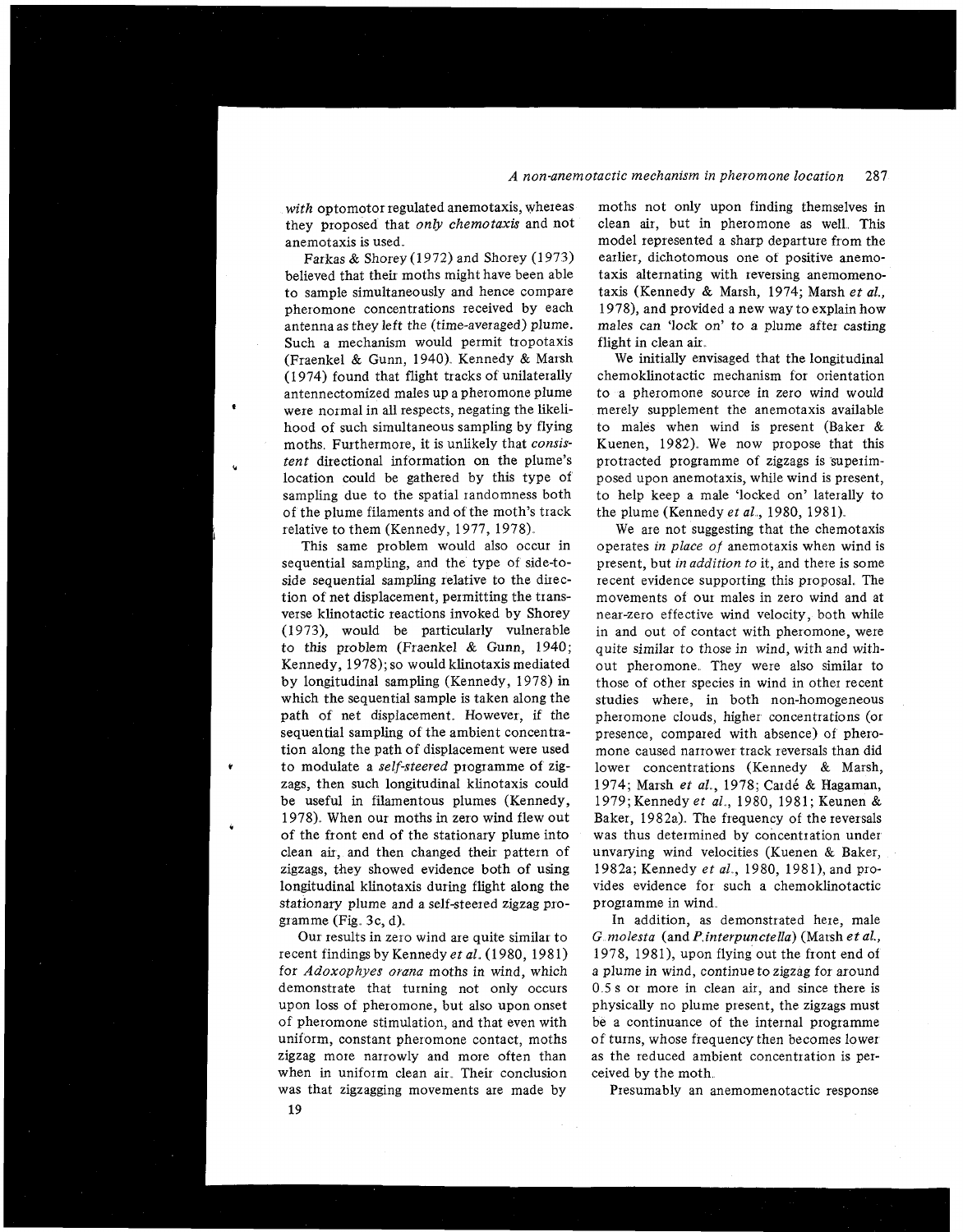*with* optomotor regulated anemotaxis, whereas they proposed that *only chemotaxis* and not anemotaxis is used.

Farkas & Shorey (1972) and Shorey (1973) believed that their moths might have been able to sample simultaneously and hence compare pheromone concentrations received by each antenna as they left the (time-averaged) plume. Such a mechanism would permit tropotaxis (Fraenkel & Gunn, 1940). Kennedy & Marsh (1974) found that flight tracks of unilaterally antennectomized males up a pheromone plume were normal in all respects, negating the likelihood of such simultaneous sampling by flying moths. Furthermore, it is unlikely that *consistent* directional information on the plume's location could be gathered by this type of sampling due to the spatial randomness both of the plume filaments and of the moth's track relative to them (Kennedy, 1977, 1978).

This same problem would also occur in sequential sampling, and the type of side-to-side sequential sampling relative to the direction of net displacement, permitting the transverse klinotactic reactions invoked by Shorey (1973), would be particularly vulnerable to this problem (Fraenkel & Gunn, 1940; Kennedy, 1978); so would klinotaxis mediated by longitudinal sampling (Kennedy, 1978) in which the sequential sample is taken along the path of net displacement. However, if the sequential sampling of the ambient concentration along the path of displacement were used to modulate a *self-steered* programme of zigzags, then such longitudinal klinotaxis could be useful in filamentous plumes (Kennedy, 1978). When our moths in zero wind flew out of the front end of the stationary plume into clean air, and then changed their pattern of zigzags, they showed evidence both of using longitudinal klinotaxis during flight along the stationary plume and a self-steered zigzag programme (Fig. 3c, d).

Our results in zero wind are quite similar to recent findings by Kennedy *et al.* (1980, 1981) for *Adoxophyes orana* moths in wind, which demonstrate that turning not only occurs upon loss of pheromone, but also upon onset of pheromone stimulation, and that even with uniform, constant pheromone contact, moths zigzag more narrowly and more often than when in uniform clean air. Their conclusion was that zigzagging movements are made by moths not only upon finding themselves in clean air, but in pheromone as well. This model represented a sharp departure from the earlier, dichotomous one of positive anemotaxis alternating with reversing anemomenotaxis (Kennedy & Marsh, 1974; Marsh *et al.*, 1978), and provided a new way to explain how males can 'lock on' to a plume after casting flight in clean air.

We initially envisaged that the longitudinal chemoklinotactic mechanism for orientation to a pheromone source in zero wind would merely supplement the anemotaxis available to males when wind is present (Baker & Kuenen, 1982). We now propose that this protracted programme of zigzags is superimposed upon anemotaxis, while wind is present, to help keep a male 'locked on' laterally to the plume (Kennedy *et al.*, 1980, 1981).

We are not suggesting that the chemotaxis operates *in place of* anemotaxis when wind is present, but *in addition to* it, and there is some recent evidence supporting this proposal. The movements of our males in zero wind and at near-zero effective wind velocity, both while in and out of contact with pheromone, were quite similar to those in wind, with and without pheromone. They were also similar to those of other species in wind in other recent studies where, in both non-homogeneous pheromone clouds, higher concentrations (or presence, compared with absence) of pheromone caused narrower track reversals than did lower concentrations (Kennedy & Marsh, 1974; Marsh *et al.*, 1978; Cardé & Hagaman, 1979; Kennedy *et al.*, 1980, 1981; Keunen & Baker, 1982a). The frequency of the reversals was thus determined by concentration under unvarying wind velocities (Kuenen & Baker, 1982a; Kennedy *et al.*, 1980, 1981), and provides evidence for such a chemoklinotactic programme in wind.

In addition, as demonstrated here, male *G. molesta* (and *P. interpunctella*) (Marsh *et al.*, 1978, 1981), upon flying out the front end of a plume in wind, continue to zigzag for around 0.5 s or more in clean air, and since there is physically no plume present, the zigzags must be a continuance of the internal programme of turns, whose frequency then becomes lower as the reduced ambient concentration is perceived by the moth.

Presumably an anemomenotactic response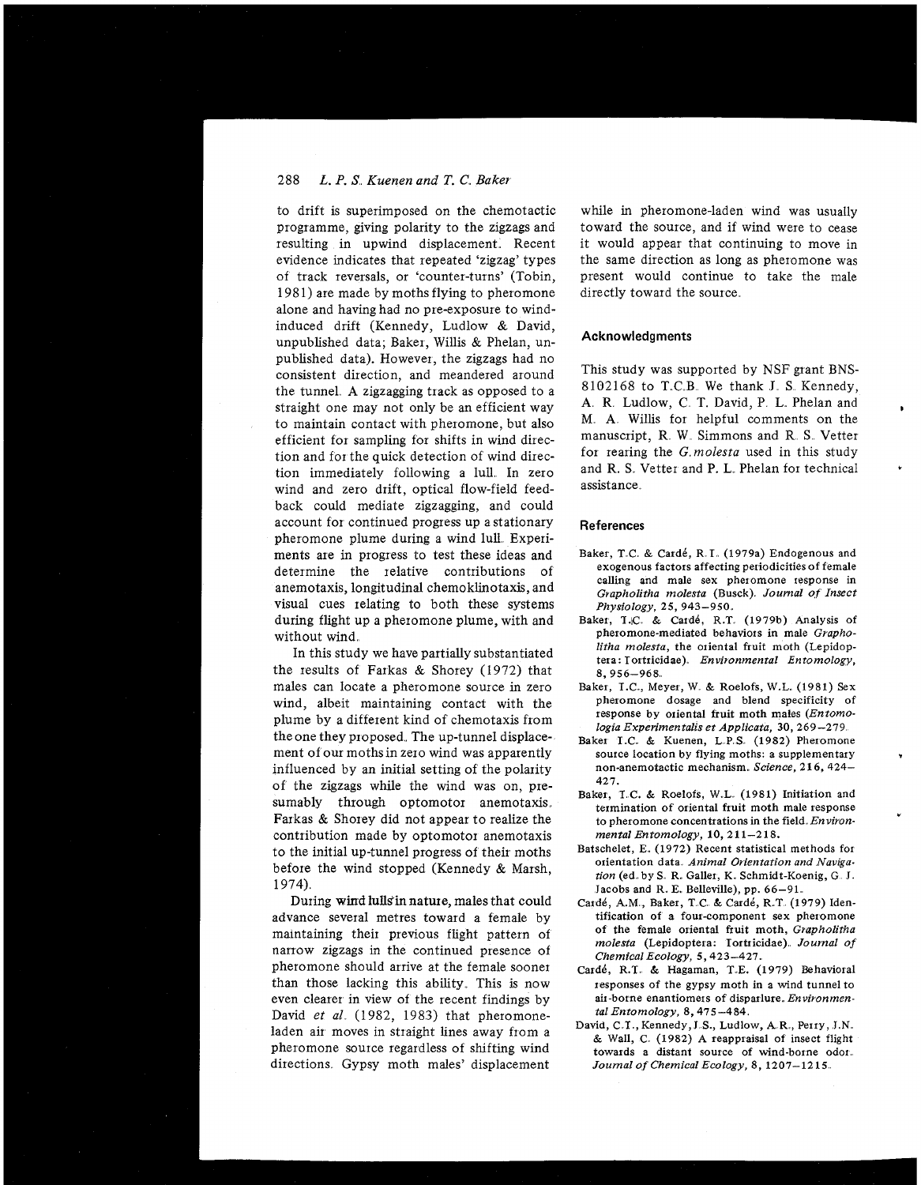to drift is superimposed on the chemotactic programme, giving polarity to the zigzags and resulting in upwind displacement. Recent evidence indicates that repeated 'zigzag' types of track reversals, or 'counter-turns' (Tobin, 1981) are made by moths flying to pheromone alone and having had no pre-exposure to wind-induced drift (Kennedy, Ludlow & David, unpublished data; Baker, Willis & Phelan, unpublished data). However, the zigzags had no consistent direction, and meandered around the tunnel. A zigzagging track as opposed to a straight one may not only be an efficient way to maintain contact with pheromone, but also efficient for sampling for shifts in wind direction and for the quick detection of wind direction immediately following a lull. In zero wind and zero drift, optical flow-field feedback could mediate zigzagging, and could account for continued progress up a stationary pheromone plume during a wind lull. Experiments are in progress to test these ideas and determine the relative contributions of anemotaxis, longitudinal chemoklinotaxis, and visual cues relating to both these systems during flight up a pheromone plume, with and without wind.

In this study we have partially substantiated the results of Farkas & Shorey (1972) that males can locate a pheromone source in zero wind, albeit maintaining contact with the plume by a different kind of chemotaxis from the one they proposed. The up-tunnel displacement of our moths in zero wind was apparently influenced by an initial setting of the polarity of the zigzags while the wind was on, presumably through optomotor anemotaxis. Farkas & Shorey did not appear to realize the contribution made by optomotor anemotaxis to the initial up-tunnel progress of their moths before the wind stopped (Kennedy & Marsh, 1974).

During wind lulls in nature, males that could advance several metres toward a female by maintaining their previous flight pattern of narrow zigzags in the continued presence of pheromone should arrive at the female sooner than those lacking this ability. This is now even clearer in view of the recent findings by David *et al.* (1982, 1983) that pheromone-laden air moves in straight lines away from a pheromone source regardless of shifting wind directions. Gypsy moth males' displacement while in pheromone-laden wind was usually toward the source, and if wind were to cease it would appear that continuing to move in the same direction as long as pheromone was present would continue to take the male directly toward the source.

## Acknowledgments

This study was supported by NSF grant BNS-8102168 to T.C.B. We thank J. S. Kennedy, A. R. Ludlow, C. T. David, P. L. Phelan and M. A. Willis for helpful comments on the manuscript, R. W. Simmons and R. S. Vetter for rearing the *G. molesta* used in this study and R. S. Vetter and P. L. Phelan for technical assistance.

## References

Baker, T.C. & Cardé, R.T. (1979a) Endogenous and exogenous factors affecting periodicities of female calling and male sex pheromone response in *Grapholitha molesta* (Busck). *Journal of Insect Physiology*, **25**, 943–950.

Baker, T.C. & Cardé, R.T. (1979b) Analysis of pheromone-mediated behaviors in male *Grapholitha molesta*, the oriental fruit moth (Lepidoptera: Tortricidae). *Environmental Entomology*, **8**, 956–968.

Baker, T.C., Meyer, W. & Roelofs, W.L. (1981) Sex pheromone dosage and blend specificity of response by oriental fruit moth males (*Entomologia Experimentalis et Applicata*, **30**, 269–279.

Baker T.C. & Kuenen, L.P.S. (1982) Pheromone source location by flying moths: a supplementary non-anemotactic mechanism. *Science*, **216**, 424–427.

Baker, T.C. & Roelofs, W.L. (1981) Initiation and termination of oriental fruit moth male response to pheromone concentrations in the field. *Environmental Entomology*, **10**, 211–218.

Batschelet, E. (1972) Recent statistical methods for orientation data. *Animal Orientation and Navigation* (ed. by S. R. Galler, K. Schmidt-Koenig, G. J. Jacobs and R. E. Belleville), pp. 66–91.

Cardé, A.M., Baker, T.C. & Cardé, R.T. (1979) Identification of a four-component sex pheromone of the female oriental fruit moth, *Grapholitha molesta* (Lepidoptera: Tortricidae). *Journal of Chemical Ecology*, **5**, 423–427.

Cardé, R.T. & Hagaman, T.E. (1979) Behavioral responses of the gypsy moth in a wind tunnel to air-borne enantiomers of disparlure. *Environmental Entomology*, **8**, 475–484.

David, C.T., Kennedy, J.S., Ludlow, A.R., Perry, J.N. & Wall, C. (1982) A reappraisal of insect flight towards a distant source of wind-borne odor. *Journal of Chemical Ecology*, **8**, 1207–1215.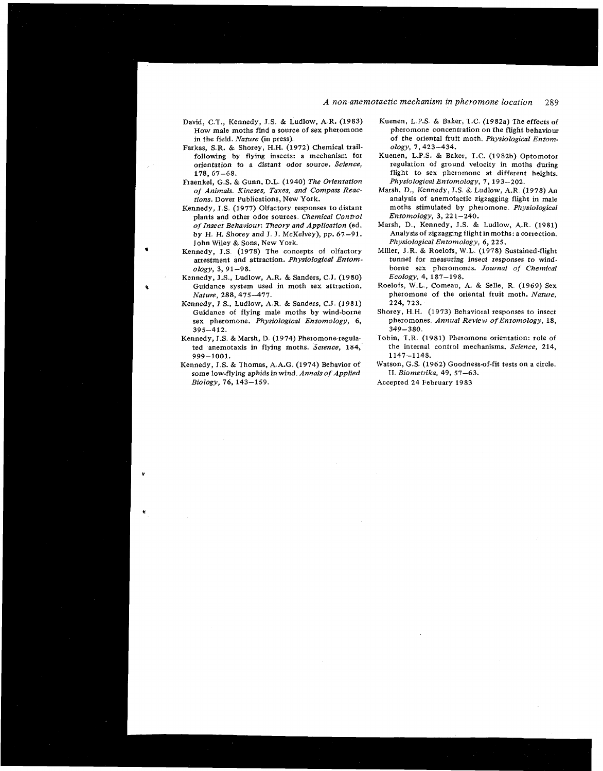David, C.T., Kennedy, J.S. & Ludlow, A.R. (1983) How male moths find a source of sex pheromone in the field. *Nature* (in press).

Farkas, S.R. & Shorey, H.H. (1972) Chemical trail-following by flying insects: a mechanism for orientation to a distant odor source. *Science*, **178**, 67–68.

Fraenkel, G.S. & Gunn, D.L. (1940) *The Orientation of Animals. Kineses, Taxes, and Compass Reactions*. Dover Publications, New York.

Kennedy, J.S. (1977) Olfactory responses to distant plants and other odor sources. *Chemical Control of Insect Behaviour: Theory and Application* (ed. by H. H. Shorey and J. J. McKelvey), pp. 67–91. John Wiley & Sons, New York.

Kennedy, J.S. (1978) The concepts of olfactory arrestment and attraction. *Physiological Entomology*, **3**, 91–98.

Kennedy, J.S., Ludlow, A.R. & Sanders, C.J. (1980) Guidance system used in moth sex attraction. *Nature*, **288**, 475–477.

Kennedy, J.S., Ludlow, A.R. & Sanders, C.J. (1981) Guidance of flying male moths by wind-borne sex pheromone. *Physiological Entomology*, **6**, 395–412.

Kennedy, J.S. & Marsh, D. (1974) Pheromone-regulated anemotaxis in flying moths. *Science*, **184**, 999–1001.

Kennedy, J.S. & Thomas, A.A.G. (1974) Behavior of some low-flying aphids in wind. *Annals of Applied Biology*, **76**, 143–159.

Kuenen, L.P.S. & Baker, T.C. (1982a) The effects of pheromone concentration on the flight behaviour of the oriental fruit moth. *Physiological Entomology*, **7**, 423–434.

Kuenen, L.P.S. & Baker, T.C. (1982b) Optomotor regulation of ground velocity in moths during flight to sex pheromone at different heights. *Physiological Entomology*, **7**, 193–202.

Marsh, D., Kennedy, J.S. & Ludlow, A.R. (1978) An analysis of anemotactic zigzagging flight in male moths stimulated by pheromone. *Physiological Entomology*, **3**, 221–240.

Marsh, D., Kennedy, J.S. & Ludlow, A.R. (1981) Analysis of zigzagging flight in moths: a correction. *Physiological Entomology*, **6**, 225.

Miller, J.R. & Roelofs, W.L. (1978) Sustained-flight tunnel for measuring insect responses to wind-borne sex pheromones. *Journal of Chemical Ecology*, **4**, 187–198.

Roelofs, W.L., Comeau, A. & Selle, R. (1969) Sex pheromone of the oriental fruit moth. *Nature*, **224**, 723.

Shorey, H.H. (1973) Behavioral responses to insect pheromones. *Annual Review of Entomology*, **18**, 349–380.

Tobin, T.R. (1981) Pheromone orientation: role of the internal control mechanisms. *Science*, **214**, 1147–1148.

Watson, G.S. (1962) Goodness-of-fit tests on a circle. II. *Biometrika*, **49**, 57–63.

Accepted 24 February 1983